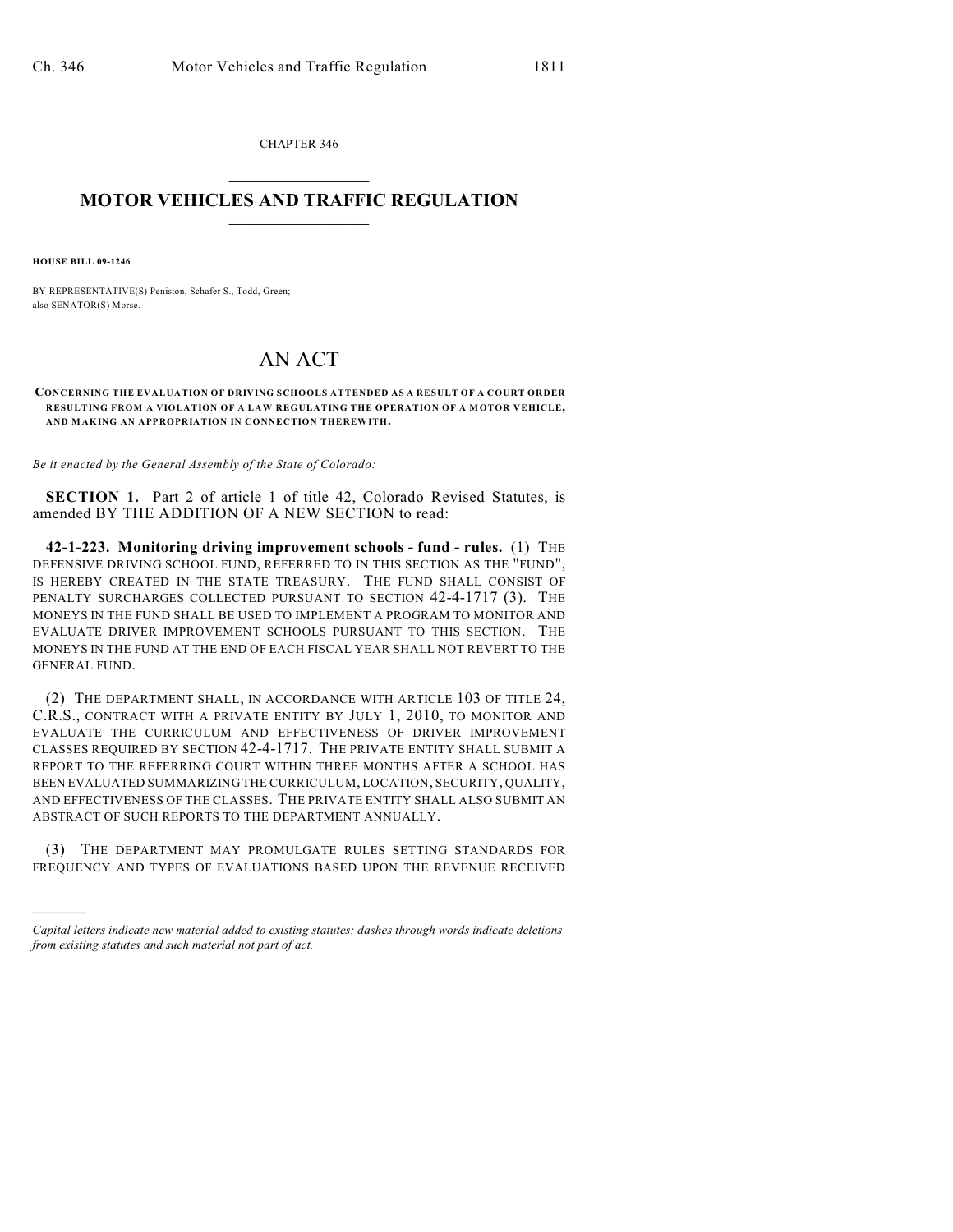CHAPTER 346

# MOTOR VEHICLES AND TRAFFIC REGULATION

**HOUSE BILL 09-1246**

BY REPRESENTATIVE(S) Peniston, Schafer S., Todd, Green;
also SENATOR(S) Morse.

# AN ACT

**CONCERNING THE EVALUATION OF DRIVING SCHOOLS ATTENDED AS A RESULT OF A COURT ORDER RESULTING FROM A VIOLATION OF A LAW REGULATING THE OPERATION OF A MOTOR VEHICLE, AND MAKING AN APPROPRIATION IN CONNECTION THEREWITH.**

*Be it enacted by the General Assembly of the State of Colorado:*

**SECTION 1.** Part 2 of article 1 of title 42, Colorado Revised Statutes, is amended BY THE ADDITION OF A NEW SECTION to read:

**42-1-223. Monitoring driving improvement schools - fund - rules.** (1) THE DEFENSIVE DRIVING SCHOOL FUND, REFERRED TO IN THIS SECTION AS THE "FUND", IS HEREBY CREATED IN THE STATE TREASURY. THE FUND SHALL CONSIST OF PENALTY SURCHARGES COLLECTED PURSUANT TO SECTION 42-4-1717 (3). THE MONEYS IN THE FUND SHALL BE USED TO IMPLEMENT A PROGRAM TO MONITOR AND EVALUATE DRIVER IMPROVEMENT SCHOOLS PURSUANT TO THIS SECTION. THE MONEYS IN THE FUND AT THE END OF EACH FISCAL YEAR SHALL NOT REVERT TO THE GENERAL FUND.

(2) THE DEPARTMENT SHALL, IN ACCORDANCE WITH ARTICLE 103 OF TITLE 24, C.R.S., CONTRACT WITH A PRIVATE ENTITY BY JULY 1, 2010, TO MONITOR AND EVALUATE THE CURRICULUM AND EFFECTIVENESS OF DRIVER IMPROVEMENT CLASSES REQUIRED BY SECTION 42-4-1717. THE PRIVATE ENTITY SHALL SUBMIT A REPORT TO THE REFERRING COURT WITHIN THREE MONTHS AFTER A SCHOOL HAS BEEN EVALUATED SUMMARIZING THE CURRICULUM, LOCATION, SECURITY, QUALITY, AND EFFECTIVENESS OF THE CLASSES. THE PRIVATE ENTITY SHALL ALSO SUBMIT AN ABSTRACT OF SUCH REPORTS TO THE DEPARTMENT ANNUALLY.

(3) THE DEPARTMENT MAY PROMULGATE RULES SETTING STANDARDS FOR FREQUENCY AND TYPES OF EVALUATIONS BASED UPON THE REVENUE RECEIVED

*Capital letters indicate new material added to existing statutes; dashes through words indicate deletions from existing statutes and such material not part of act.*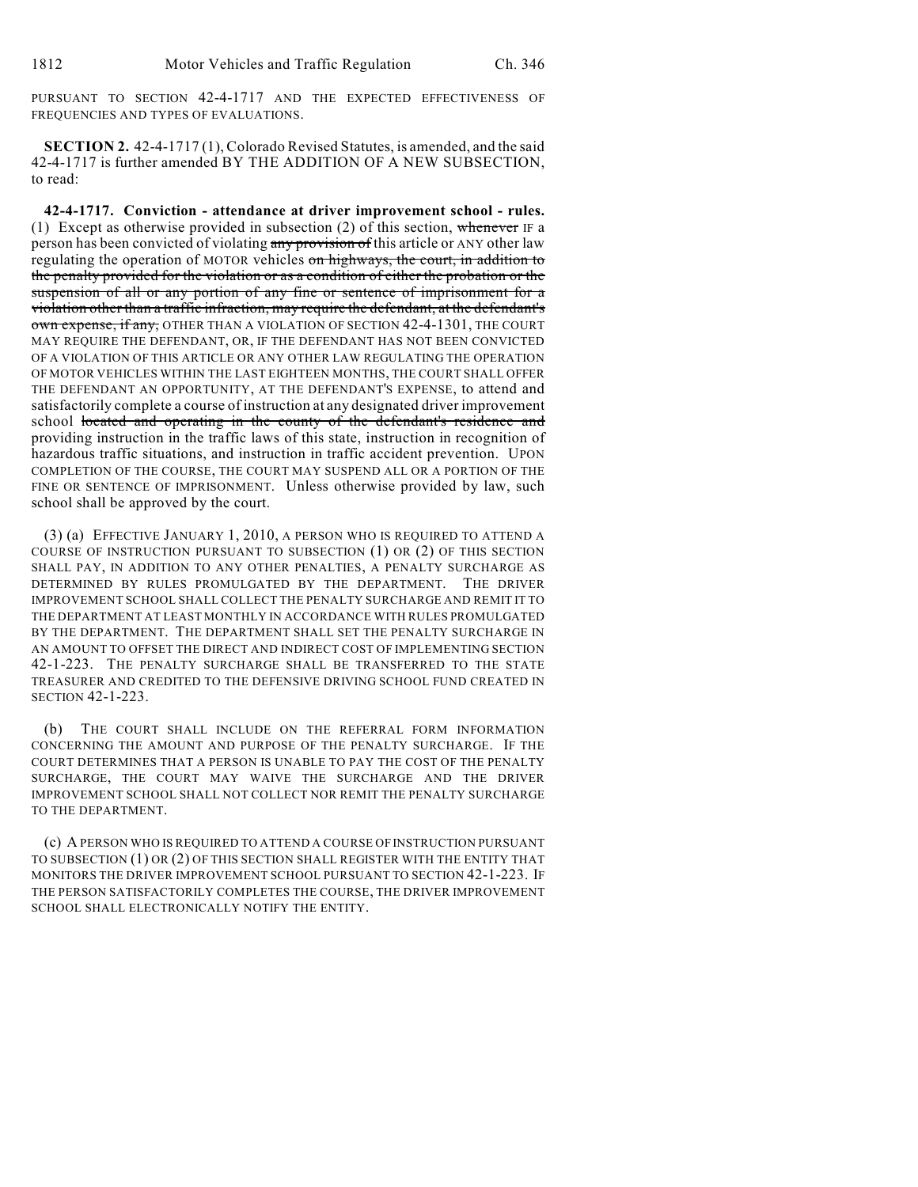PURSUANT TO SECTION 42-4-1717 AND THE EXPECTED EFFECTIVENESS OF FREQUENCIES AND TYPES OF EVALUATIONS.

**SECTION 2.** 42-4-1717 (1), Colorado Revised Statutes, is amended, and the said 42-4-1717 is further amended BY THE ADDITION OF A NEW SUBSECTION, to read:

**42-4-1717. Conviction - attendance at driver improvement school - rules.** (1) Except as otherwise provided in subsection (2) of this section, ~~whenever~~ IF a person has been convicted of violating ~~any provision of~~ this article or ANY other law regulating the operation of MOTOR vehicles ~~on highways, the court, in addition to the penalty provided for the violation or as a condition of either the probation or the suspension of all or any portion of any fine or sentence of imprisonment for a violation other than a traffic infraction, may require the defendant, at the defendant's own expense, if any,~~ OTHER THAN A VIOLATION OF SECTION 42-4-1301, THE COURT MAY REQUIRE THE DEFENDANT, OR, IF THE DEFENDANT HAS NOT BEEN CONVICTED OF A VIOLATION OF THIS ARTICLE OR ANY OTHER LAW REGULATING THE OPERATION OF MOTOR VEHICLES WITHIN THE LAST EIGHTEEN MONTHS, THE COURT SHALL OFFER THE DEFENDANT AN OPPORTUNITY, AT THE DEFENDANT'S EXPENSE, to attend and satisfactorily complete a course of instruction at any designated driver improvement school ~~located and operating in the county of the defendant's residence and~~ providing instruction in the traffic laws of this state, instruction in recognition of hazardous traffic situations, and instruction in traffic accident prevention. UPON COMPLETION OF THE COURSE, THE COURT MAY SUSPEND ALL OR A PORTION OF THE FINE OR SENTENCE OF IMPRISONMENT. Unless otherwise provided by law, such school shall be approved by the court.

(3) (a) EFFECTIVE JANUARY 1, 2010, A PERSON WHO IS REQUIRED TO ATTEND A COURSE OF INSTRUCTION PURSUANT TO SUBSECTION (1) OR (2) OF THIS SECTION SHALL PAY, IN ADDITION TO ANY OTHER PENALTIES, A PENALTY SURCHARGE AS DETERMINED BY RULES PROMULGATED BY THE DEPARTMENT. THE DRIVER IMPROVEMENT SCHOOL SHALL COLLECT THE PENALTY SURCHARGE AND REMIT IT TO THE DEPARTMENT AT LEAST MONTHLY IN ACCORDANCE WITH RULES PROMULGATED BY THE DEPARTMENT. THE DEPARTMENT SHALL SET THE PENALTY SURCHARGE IN AN AMOUNT TO OFFSET THE DIRECT AND INDIRECT COST OF IMPLEMENTING SECTION 42-1-223. THE PENALTY SURCHARGE SHALL BE TRANSFERRED TO THE STATE TREASURER AND CREDITED TO THE DEFENSIVE DRIVING SCHOOL FUND CREATED IN SECTION 42-1-223.

(b) THE COURT SHALL INCLUDE ON THE REFERRAL FORM INFORMATION CONCERNING THE AMOUNT AND PURPOSE OF THE PENALTY SURCHARGE. IF THE COURT DETERMINES THAT A PERSON IS UNABLE TO PAY THE COST OF THE PENALTY SURCHARGE, THE COURT MAY WAIVE THE SURCHARGE AND THE DRIVER IMPROVEMENT SCHOOL SHALL NOT COLLECT NOR REMIT THE PENALTY SURCHARGE TO THE DEPARTMENT.

(c) A PERSON WHO IS REQUIRED TO ATTEND A COURSE OF INSTRUCTION PURSUANT TO SUBSECTION (1) OR (2) OF THIS SECTION SHALL REGISTER WITH THE ENTITY THAT MONITORS THE DRIVER IMPROVEMENT SCHOOL PURSUANT TO SECTION 42-1-223. IF THE PERSON SATISFACTORILY COMPLETES THE COURSE, THE DRIVER IMPROVEMENT SCHOOL SHALL ELECTRONICALLY NOTIFY THE ENTITY.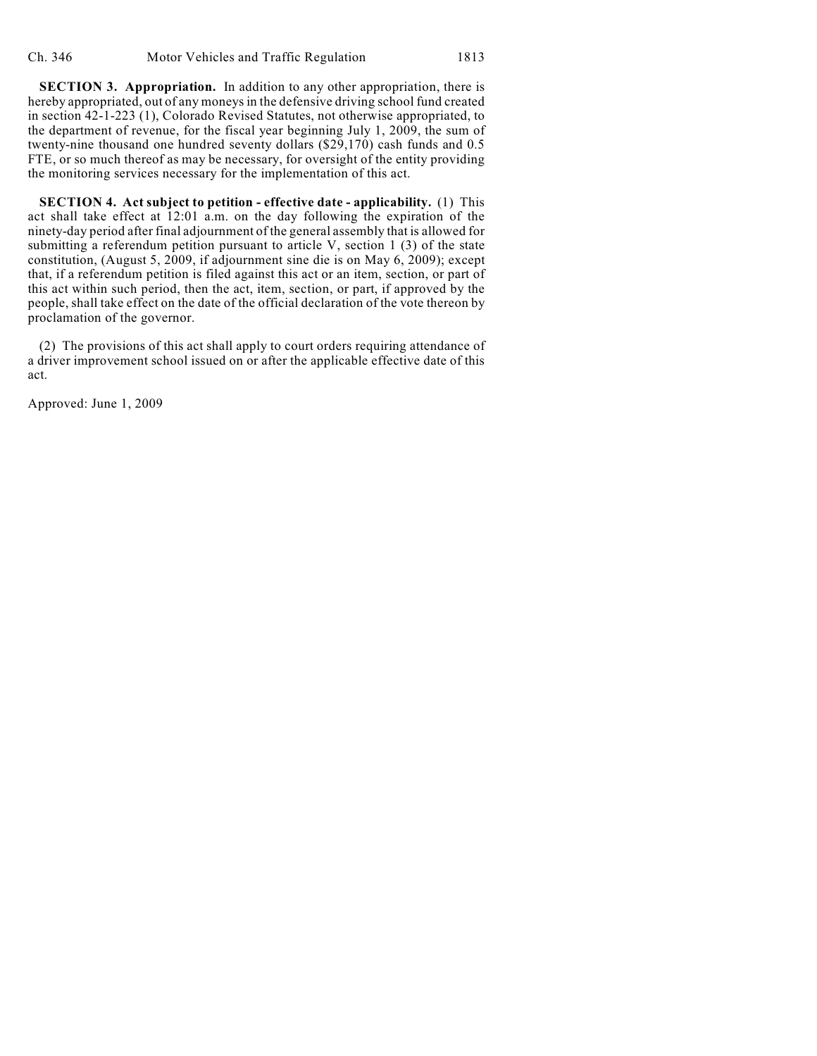**SECTION 3. Appropriation.** In addition to any other appropriation, there is hereby appropriated, out of any moneys in the defensive driving school fund created in section 42-1-223 (1), Colorado Revised Statutes, not otherwise appropriated, to the department of revenue, for the fiscal year beginning July 1, 2009, the sum of twenty-nine thousand one hundred seventy dollars ($29,170) cash funds and 0.5 FTE, or so much thereof as may be necessary, for oversight of the entity providing the monitoring services necessary for the implementation of this act.

**SECTION 4. Act subject to petition - effective date - applicability.** (1) This act shall take effect at 12:01 a.m. on the day following the expiration of the ninety-day period after final adjournment of the general assembly that is allowed for submitting a referendum petition pursuant to article V, section 1 (3) of the state constitution, (August 5, 2009, if adjournment sine die is on May 6, 2009); except that, if a referendum petition is filed against this act or an item, section, or part of this act within such period, then the act, item, section, or part, if approved by the people, shall take effect on the date of the official declaration of the vote thereon by proclamation of the governor.

(2) The provisions of this act shall apply to court orders requiring attendance of a driver improvement school issued on or after the applicable effective date of this act.

Approved: June 1, 2009